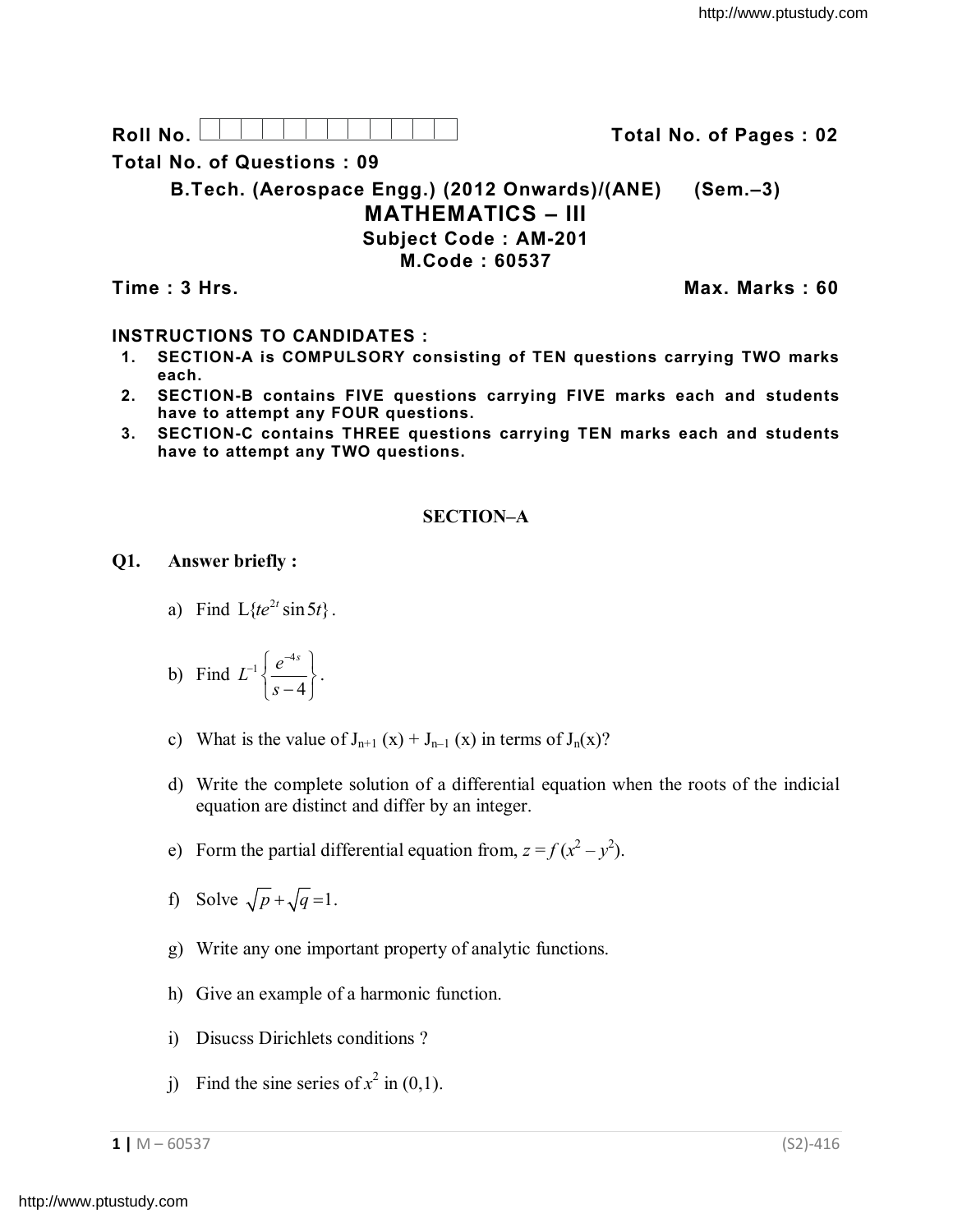Roll No. [ ] [ ] [ ] [ ] [ ] [ ] [ ] [ ] [ ] [ ] [ ] [ ] **Total No. of Pages : 02**

**Total No. of Questions : 09**

**B.Tech. (Aerospace Engg.) (2012 Onwards)/(ANE) (Sem.–3)**

## MATHEMATICS – III

**Subject Code : AM-201**

**M.Code : 60537**

**Time : 3 Hrs.** **Max. Marks : 60**

**INSTRUCTIONS TO CANDIDATES :**

1. **SECTION-A is COMPULSORY consisting of TEN questions carrying TWO marks each.**
2. **SECTION-B contains FIVE questions carrying FIVE marks each and students have to attempt any FOUR questions.**
3. **SECTION-C contains THREE questions carrying TEN marks each and students have to attempt any TWO questions.**

### SECTION–A

**Q1. Answer briefly :**

a) Find $L\{te^{2t}\sin 5t\}$.

b) Find $L^{-1}\left\{\dfrac{e^{-4s}}{s-4}\right\}$.

c) What is the value of $J_{n+1}(x) + J_{n-1}(x)$ in terms of $J_n(x)$?

d) Write the complete solution of a differential equation when the roots of the indicial equation are distinct and differ by an integer.

e) Form the partial differential equation from, $z = f(x^2 - y^2)$.

f) Solve $\sqrt{p} + \sqrt{q} = 1$.

g) Write any one important property of analytic functions.

h) Give an example of a harmonic function.

i) Disucss Dirichlets conditions ?

j) Find the sine series of $x^2$ in (0,1).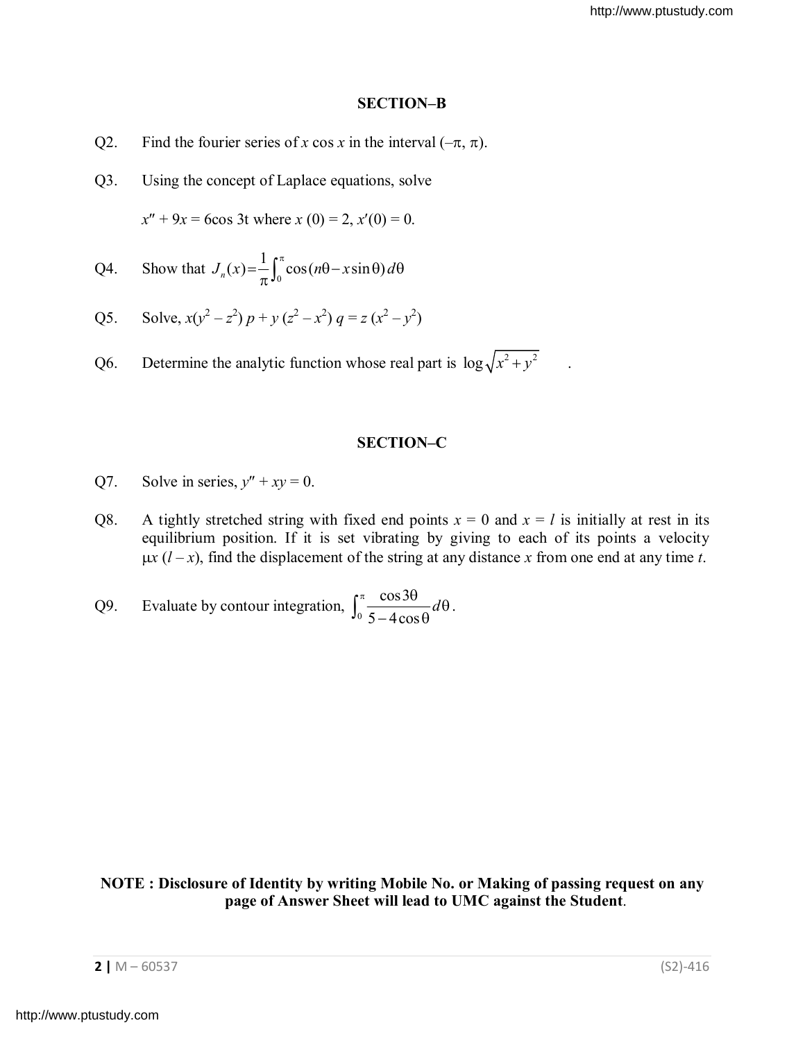## SECTION–B

Q2. Find the fourier series of $x \cos x$ in the interval $(-\pi, \pi)$.

Q3. Using the concept of Laplace equations, solve

$x'' + 9x = 6\cos 3t$ where $x(0) = 2$, $x'(0) = 0$.

Q4. Show that $J_n(x) = \dfrac{1}{\pi}\int_0^{\pi} \cos(n\theta - x\sin\theta)\, d\theta$

Q5. Solve, $x(y^2 - z^2)\, p + y\,(z^2 - x^2)\, q = z\,(x^2 - y^2)$

Q6. Determine the analytic function whose real part is $\log\sqrt{x^2 + y^2}$ .

## SECTION–C

Q7. Solve in series, $y'' + xy = 0$.

Q8. A tightly stretched string with fixed end points $x = 0$ and $x = l$ is initially at rest in its equilibrium position. If it is set vibrating by giving to each of its points a velocity $\mu x\,(l - x)$, find the displacement of the string at any distance $x$ from one end at any time $t$.

Q9. Evaluate by contour integration, $\displaystyle\int_0^{\pi} \frac{\cos 3\theta}{5 - 4\cos\theta}\, d\theta$.

**NOTE : Disclosure of Identity by writing Mobile No. or Making of passing request on any page of Answer Sheet will lead to UMC against the Student**.